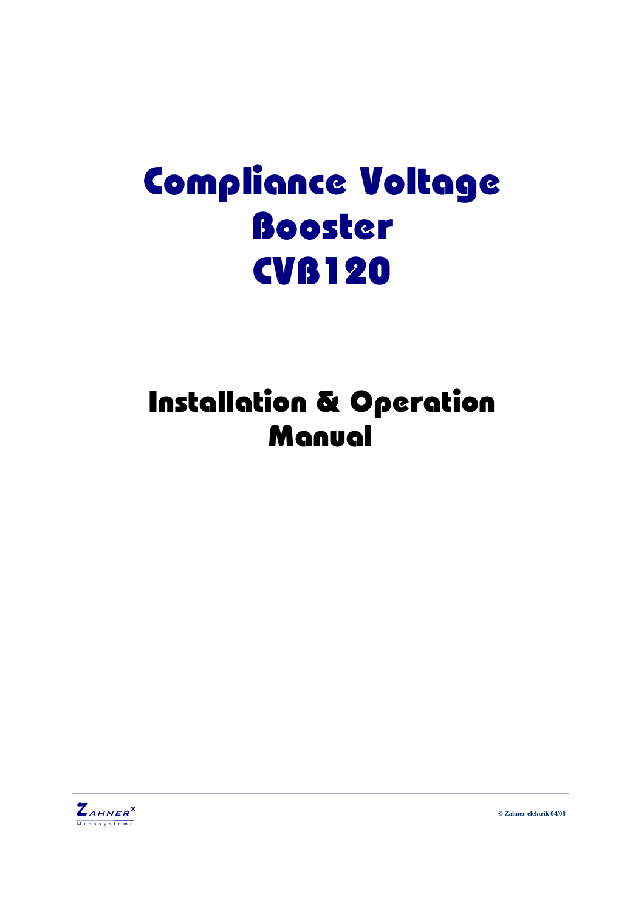# Compliance Voltage Booster CVB120

## Installation & Operation Manual

ZAHNER® Messsysteme

© Zahner-elektrik 04/08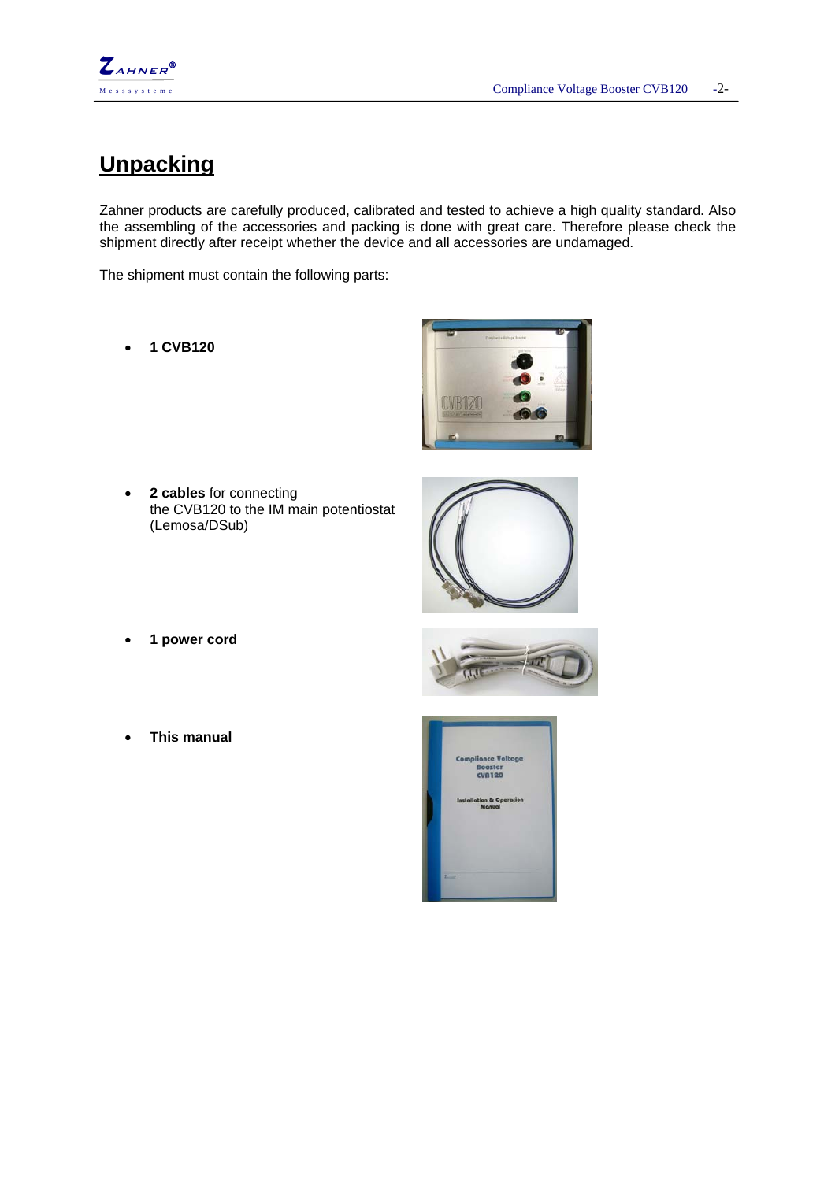# Unpacking

Zahner products are carefully produced, calibrated and tested to achieve a high quality standard. Also the assembling of the accessories and packing is done with great care. Therefore please check the shipment directly after receipt whether the device and all accessories are undamaged.

The shipment must contain the following parts:

- **1 CVB120**
- **2 cables** for connecting the CVB120 to the IM main potentiostat (Lemosa/DSub)
- **1 power cord**
- **This manual**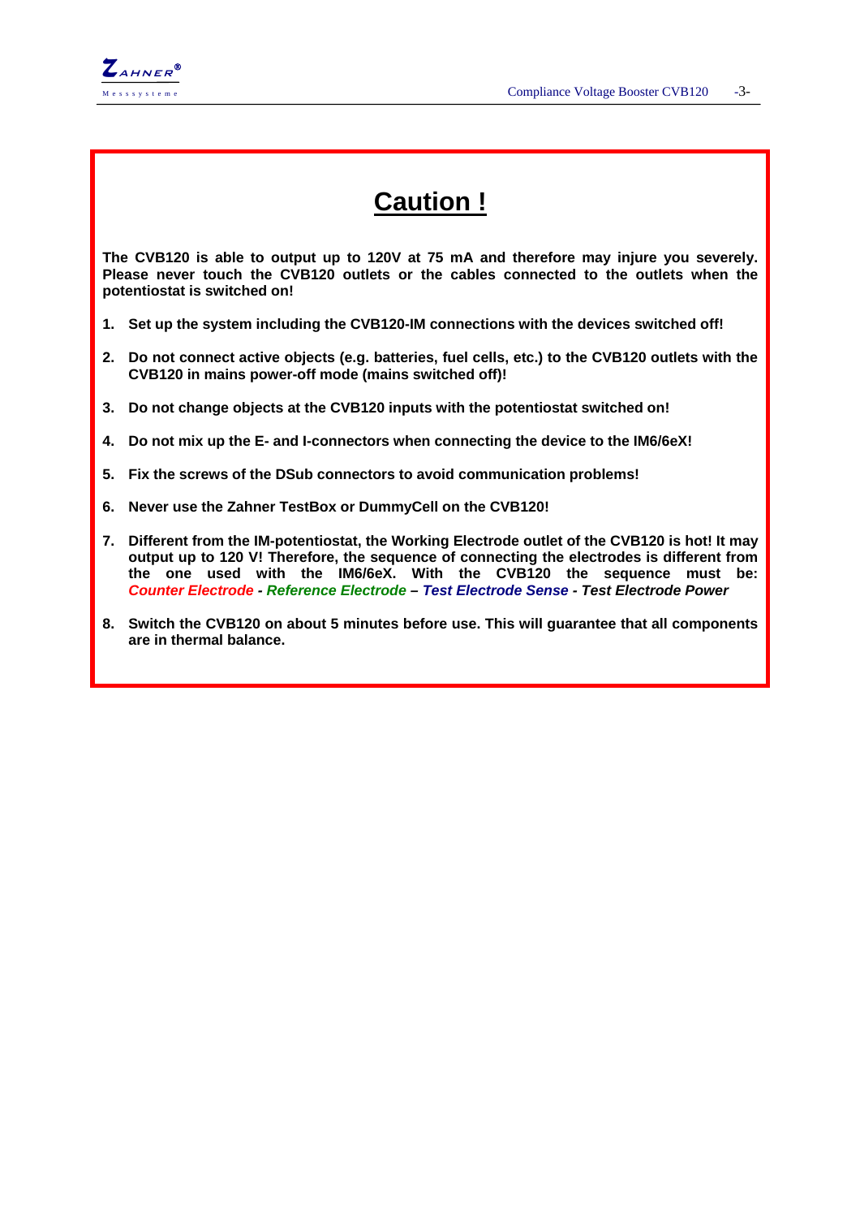# Caution !

**The CVB120 is able to output up to 120V at 75 mA and therefore may injure you severely. Please never touch the CVB120 outlets or the cables connected to the outlets when the potentiostat is switched on!**

1. **Set up the system including the CVB120-IM connections with the devices switched off!**

2. **Do not connect active objects (e.g. batteries, fuel cells, etc.) to the CVB120 outlets with the CVB120 in mains power-off mode (mains switched off)!**

3. **Do not change objects at the CVB120 inputs with the potentiostat switched on!**

4. **Do not mix up the E- and I-connectors when connecting the device to the IM6/6eX!**

5. **Fix the screws of the DSub connectors to avoid communication problems!**

6. **Never use the Zahner TestBox or DummyCell on the CVB120!**

7. **Different from the IM-potentiostat, the Working Electrode outlet of the CVB120 is hot! It may output up to 120 V! Therefore, the sequence of connecting the electrodes is different from the one used with the IM6/6eX. With the CVB120 the sequence must be: *Counter Electrode* - *Reference Electrode* – *Test Electrode Sense* - *Test Electrode Power***

8. **Switch the CVB120 on about 5 minutes before use. This will guarantee that all components are in thermal balance.**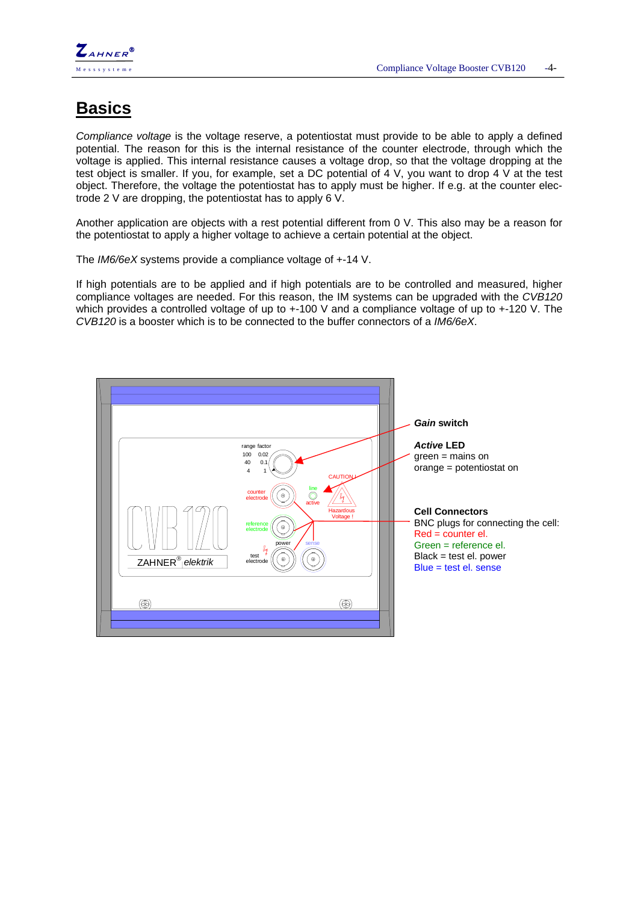# Basics

*Compliance voltage* is the voltage reserve, a potentiostat must provide to be able to apply a defined potential. The reason for this is the internal resistance of the counter electrode, through which the voltage is applied. This internal resistance causes a voltage drop, so that the voltage dropping at the test object is smaller. If you, for example, set a DC potential of 4 V, you want to drop 4 V at the test object. Therefore, the voltage the potentiostat has to apply must be higher. If e.g. at the counter electrode 2 V are dropping, the potentiostat has to apply 6 V.

Another application are objects with a rest potential different from 0 V. This also may be a reason for the potentiostat to apply a higher voltage to achieve a certain potential at the object.

The *IM6/6eX* systems provide a compliance voltage of +-14 V.

If high potentials are to be applied and if high potentials are to be controlled and measured, higher compliance voltages are needed. For this reason, the IM systems can be upgraded with the *CVB120* which provides a controlled voltage of up to +-100 V and a compliance voltage of up to +-120 V. The *CVB120* is a booster which is to be connected to the buffer connectors of a *IM6/6eX*.

***Gain* switch**

***Active* LED**
green = mains on
orange = potentiostat on

**Cell Connectors**
BNC plugs for connecting the cell:
Red = counter el.
Green = reference el.
Black = test el. power
Blue = test el. sense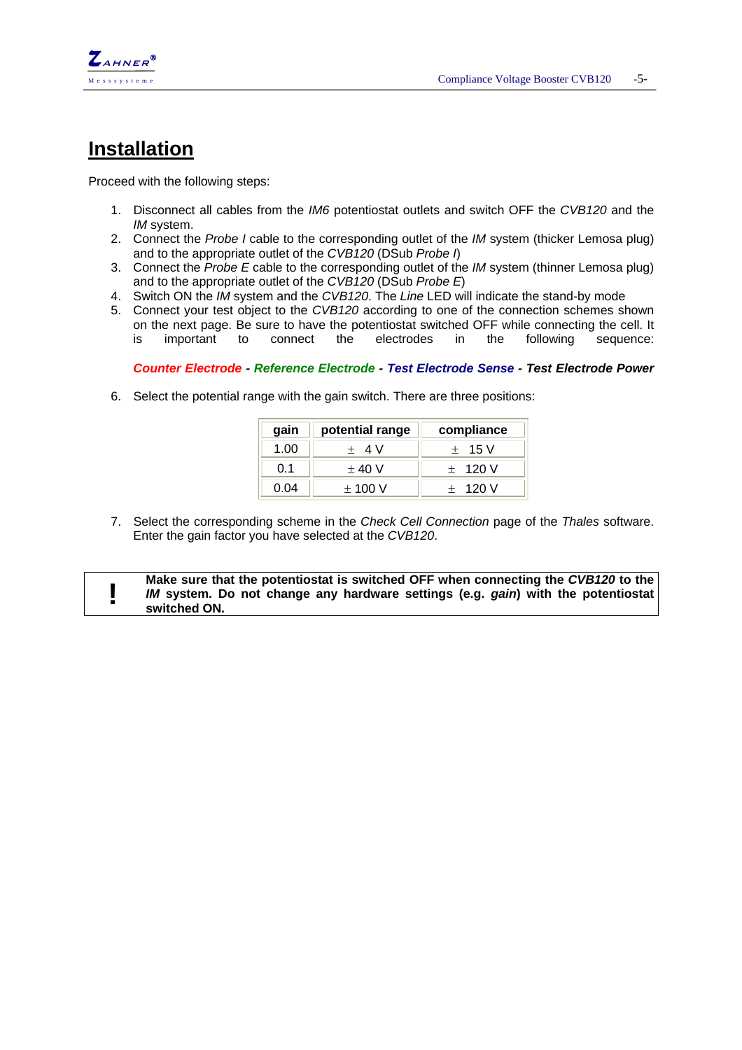# Installation

Proceed with the following steps:

1. Disconnect all cables from the *IM6* potentiostat outlets and switch OFF the *CVB120* and the *IM* system.
2. Connect the *Probe I* cable to the corresponding outlet of the *IM* system (thicker Lemosa plug) and to the appropriate outlet of the *CVB120* (DSub *Probe I*)
3. Connect the *Probe E* cable to the corresponding outlet of the *IM* system (thinner Lemosa plug) and to the appropriate outlet of the *CVB120* (DSub *Probe E*)
4. Switch ON the *IM* system and the *CVB120*. The *Line* LED will indicate the stand-by mode
5. Connect your test object to the *CVB120* according to one of the connection schemes shown on the next page. Be sure to have the potentiostat switched OFF while connecting the cell. It is important to connect the electrodes in the following sequence:

   ***Counter Electrode* - *Reference Electrode* - *Test Electrode Sense* - *Test Electrode Power***

6. Select the potential range with the gain switch. There are three positions:

| gain | potential range | compliance |
|---|---|---|
| 1.00 | ± 4 V | ± 15 V |
| 0.1 | ± 40 V | ± 120 V |
| 0.04 | ± 100 V | ± 120 V |

7. Select the corresponding scheme in the *Check Cell Connection* page of the *Thales* software. Enter the gain factor you have selected at the *CVB120*.

> **!** **Make sure that the potentiostat is switched OFF when connecting the *CVB120* to the *IM* system. Do not change any hardware settings (e.g. *gain*) with the potentiostat switched ON.**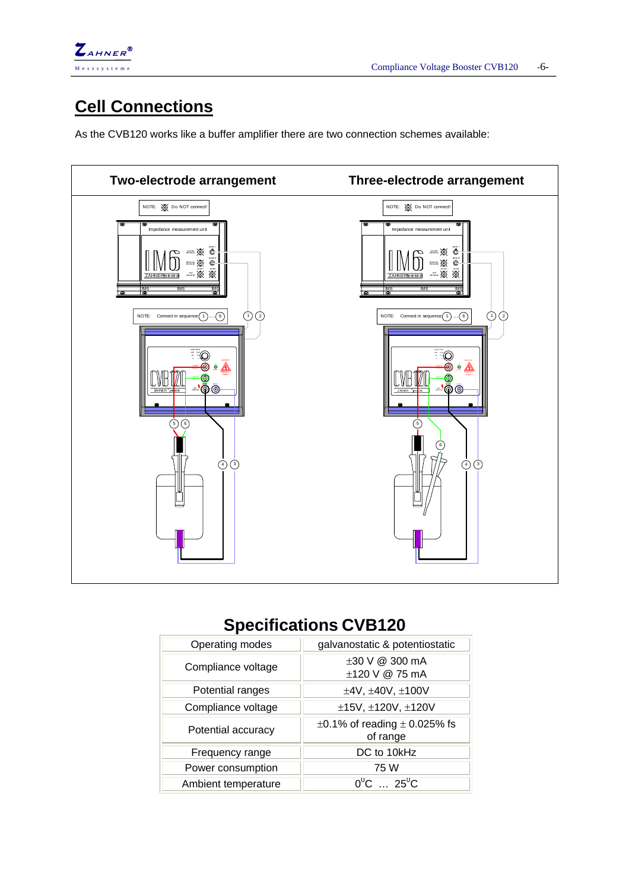# Cell Connections

As the CVB120 works like a buffer amplifier there are two connection schemes available:

**Two-electrode arrangement**

**Three-electrode arrangement**

NOTE: Do NOT connect!

Impedance measurement unit

NOTE: Connect in sequence 1 .... 6

## Specifications CVB120

| | |
|---|---|
| Operating modes | galvanostatic & potentiostatic |
| Compliance voltage | ±30 V @ 300 mA<br>±120 V @ 75 mA |
| Potential ranges | ±4V, ±40V, ±100V |
| Compliance voltage | ±15V, ±120V, ±120V |
| Potential accuracy | ±0.1% of reading ± 0.025% fs of range |
| Frequency range | DC to 10kHz |
| Power consumption | 75 W |
| Ambient temperature | $0^0$C … $25^0$C |